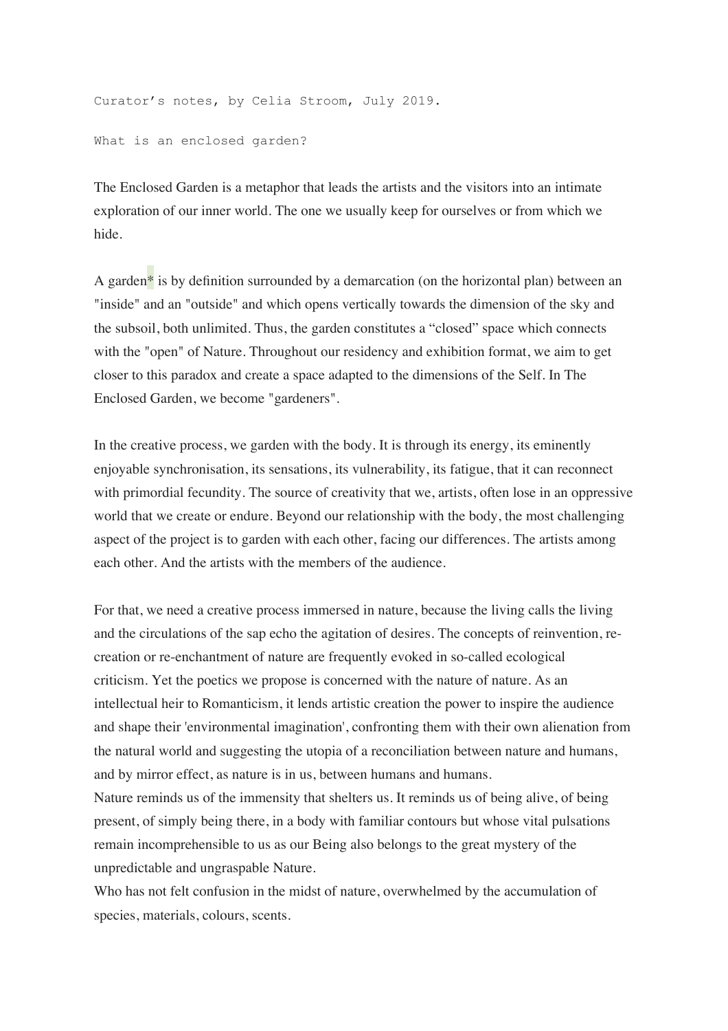Curator's notes, by Celia Stroom, July 2019.

What is an enclosed garden?

The Enclosed Garden is a metaphor that leads the artists and the visitors into an intimate exploration of our inner world. The one we usually keep for ourselves or from which we hide.

A garden* is by definition surrounded by a demarcation (on the horizontal plan) between an "inside" and an "outside" and which opens vertically towards the dimension of the sky and the subsoil, both unlimited. Thus, the garden constitutes a "closed" space which connects with the "open" of Nature. Throughout our residency and exhibition format, we aim to get closer to this paradox and create a space adapted to the dimensions of the Self. In The Enclosed Garden, we become "gardeners".

In the creative process, we garden with the body. It is through its energy, its eminently enjoyable synchronisation, its sensations, its vulnerability, its fatigue, that it can reconnect with primordial fecundity. The source of creativity that we, artists, often lose in an oppressive world that we create or endure. Beyond our relationship with the body, the most challenging aspect of the project is to garden with each other, facing our differences. The artists among each other. And the artists with the members of the audience.

For that, we need a creative process immersed in nature, because the living calls the living and the circulations of the sap echo the agitation of desires. The concepts of reinvention, re-creation or re-enchantment of nature are frequently evoked in so-called ecological criticism. Yet the poetics we propose is concerned with the nature of nature. As an intellectual heir to Romanticism, it lends artistic creation the power to inspire the audience and shape their 'environmental imagination', confronting them with their own alienation from the natural world and suggesting the utopia of a reconciliation between nature and humans, and by mirror effect, as nature is in us, between humans and humans.
Nature reminds us of the immensity that shelters us. It reminds us of being alive, of being present, of simply being there, in a body with familiar contours but whose vital pulsations remain incomprehensible to us as our Being also belongs to the great mystery of the unpredictable and ungraspable Nature.
Who has not felt confusion in the midst of nature, overwhelmed by the accumulation of species, materials, colours, scents.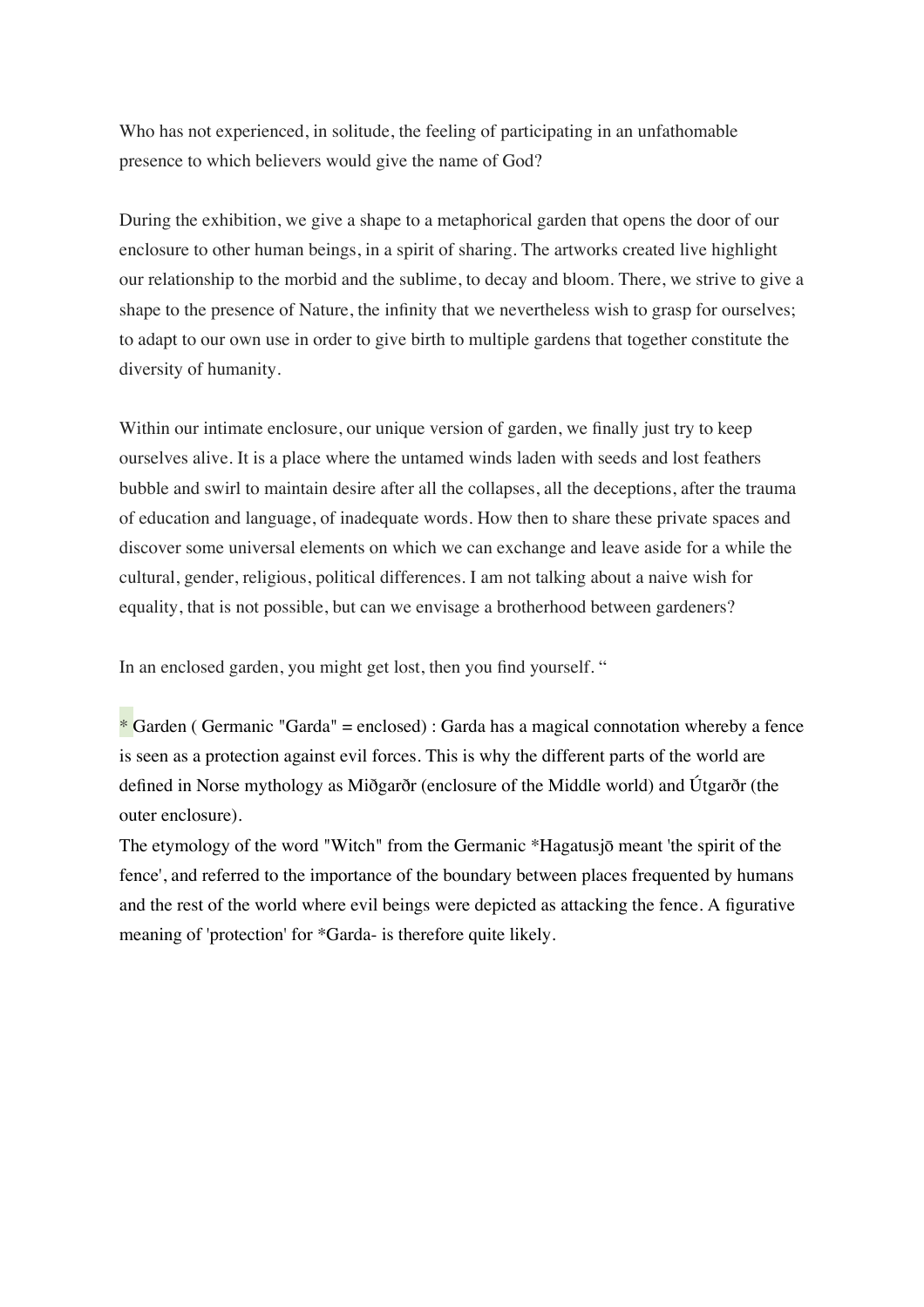Who has not experienced, in solitude, the feeling of participating in an unfathomable presence to which believers would give the name of God?

During the exhibition, we give a shape to a metaphorical garden that opens the door of our enclosure to other human beings, in a spirit of sharing. The artworks created live highlight our relationship to the morbid and the sublime, to decay and bloom. There, we strive to give a shape to the presence of Nature, the infinity that we nevertheless wish to grasp for ourselves; to adapt to our own use in order to give birth to multiple gardens that together constitute the diversity of humanity.

Within our intimate enclosure, our unique version of garden, we finally just try to keep ourselves alive. It is a place where the untamed winds laden with seeds and lost feathers bubble and swirl to maintain desire after all the collapses, all the deceptions, after the trauma of education and language, of inadequate words. How then to share these private spaces and discover some universal elements on which we can exchange and leave aside for a while the cultural, gender, religious, political differences. I am not talking about a naive wish for equality, that is not possible, but can we envisage a brotherhood between gardeners?

In an enclosed garden, you might get lost, then you find yourself. "

* Garden ( Germanic "Garda" = enclosed) : Garda has a magical connotation whereby a fence is seen as a protection against evil forces. This is why the different parts of the world are defined in Norse mythology as Miðgarðr (enclosure of the Middle world) and Útgarðr (the outer enclosure).
The etymology of the word "Witch" from the Germanic *Hagatusjō meant 'the spirit of the fence', and referred to the importance of the boundary between places frequented by humans and the rest of the world where evil beings were depicted as attacking the fence. A figurative meaning of 'protection' for *Garda- is therefore quite likely.